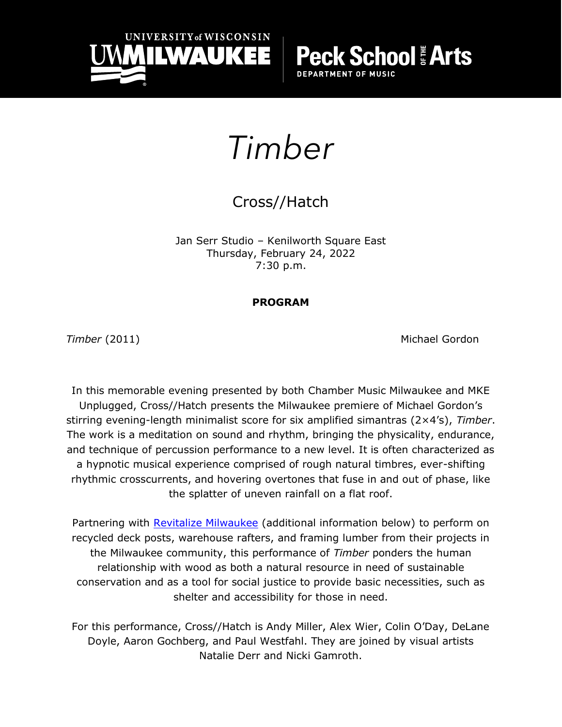UNIVERSITY of WISCONSIN UWMILWAUKEE | Peck School of the Arts DEPARTMENT OF MUSIC

# *Timber*

## Cross//Hatch

Jan Serr Studio – Kenilworth Square East
Thursday, February 24, 2022
7:30 p.m.

**PROGRAM**

*Timber* (2011) — Michael Gordon

In this memorable evening presented by both Chamber Music Milwaukee and MKE Unplugged, Cross//Hatch presents the Milwaukee premiere of Michael Gordon's stirring evening-length minimalist score for six amplified simantras (2×4's), *Timber*. The work is a meditation on sound and rhythm, bringing the physicality, endurance, and technique of percussion performance to a new level. It is often characterized as a hypnotic musical experience comprised of rough natural timbres, ever-shifting rhythmic crosscurrents, and hovering overtones that fuse in and out of phase, like the splatter of uneven rainfall on a flat roof.

Partnering with Revitalize Milwaukee (additional information below) to perform on recycled deck posts, warehouse rafters, and framing lumber from their projects in the Milwaukee community, this performance of *Timber* ponders the human relationship with wood as both a natural resource in need of sustainable conservation and as a tool for social justice to provide basic necessities, such as shelter and accessibility for those in need.

For this performance, Cross//Hatch is Andy Miller, Alex Wier, Colin O'Day, DeLane Doyle, Aaron Gochberg, and Paul Westfahl. They are joined by visual artists Natalie Derr and Nicki Gamroth.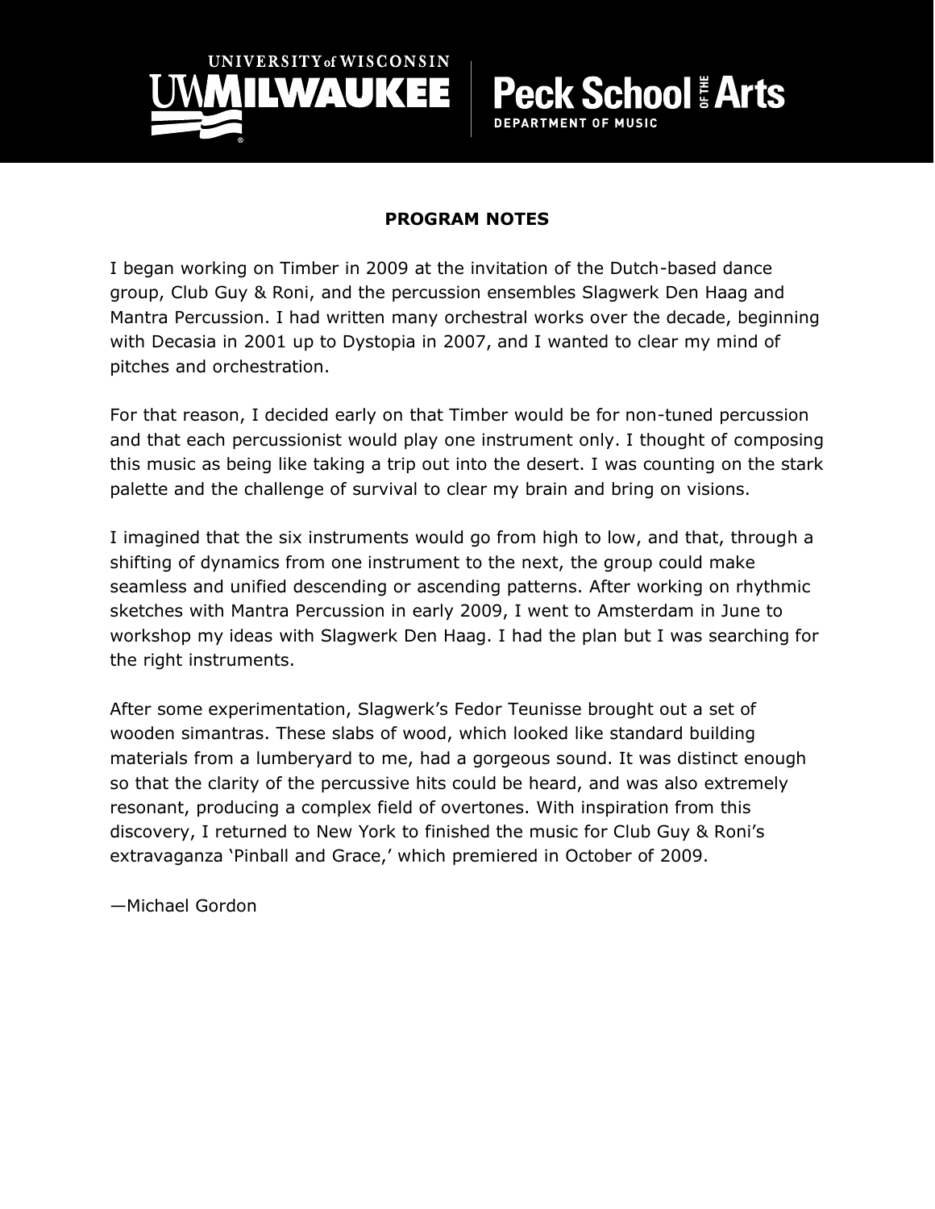## PROGRAM NOTES

I began working on Timber in 2009 at the invitation of the Dutch-based dance group, Club Guy & Roni, and the percussion ensembles Slagwerk Den Haag and Mantra Percussion. I had written many orchestral works over the decade, beginning with Decasia in 2001 up to Dystopia in 2007, and I wanted to clear my mind of pitches and orchestration.

For that reason, I decided early on that Timber would be for non-tuned percussion and that each percussionist would play one instrument only. I thought of composing this music as being like taking a trip out into the desert. I was counting on the stark palette and the challenge of survival to clear my brain and bring on visions.

I imagined that the six instruments would go from high to low, and that, through a shifting of dynamics from one instrument to the next, the group could make seamless and unified descending or ascending patterns. After working on rhythmic sketches with Mantra Percussion in early 2009, I went to Amsterdam in June to workshop my ideas with Slagwerk Den Haag. I had the plan but I was searching for the right instruments.

After some experimentation, Slagwerk's Fedor Teunisse brought out a set of wooden simantras. These slabs of wood, which looked like standard building materials from a lumberyard to me, had a gorgeous sound. It was distinct enough so that the clarity of the percussive hits could be heard, and was also extremely resonant, producing a complex field of overtones. With inspiration from this discovery, I returned to New York to finished the music for Club Guy & Roni's extravaganza 'Pinball and Grace,' which premiered in October of 2009.

—Michael Gordon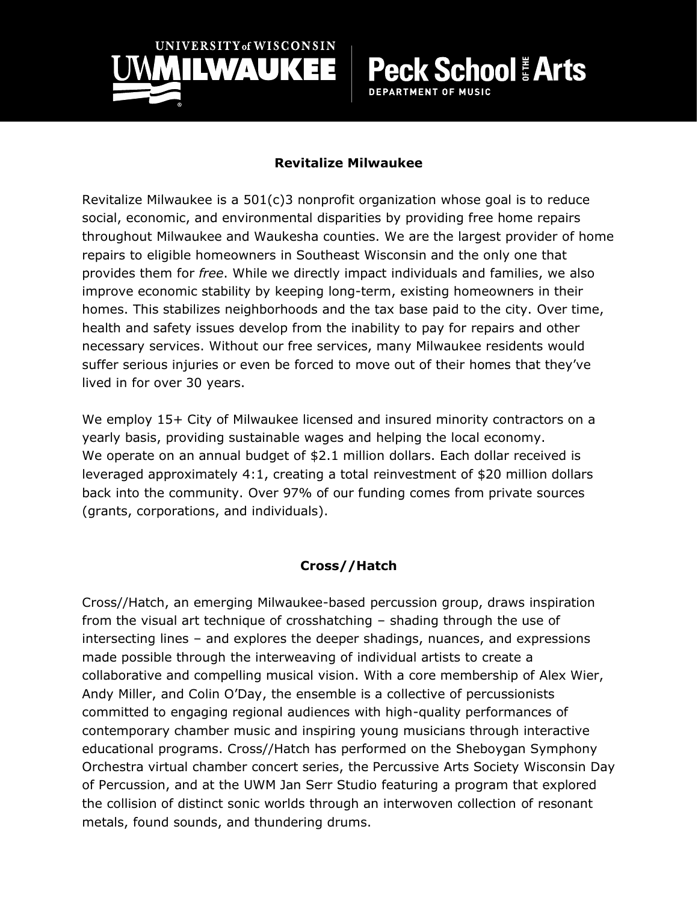## Revitalize Milwaukee

Revitalize Milwaukee is a 501(c)3 nonprofit organization whose goal is to reduce social, economic, and environmental disparities by providing free home repairs throughout Milwaukee and Waukesha counties. We are the largest provider of home repairs to eligible homeowners in Southeast Wisconsin and the only one that provides them for *free*. While we directly impact individuals and families, we also improve economic stability by keeping long-term, existing homeowners in their homes. This stabilizes neighborhoods and the tax base paid to the city. Over time, health and safety issues develop from the inability to pay for repairs and other necessary services. Without our free services, many Milwaukee residents would suffer serious injuries or even be forced to move out of their homes that they've lived in for over 30 years.

We employ 15+ City of Milwaukee licensed and insured minority contractors on a yearly basis, providing sustainable wages and helping the local economy. We operate on an annual budget of $2.1 million dollars. Each dollar received is leveraged approximately 4:1, creating a total reinvestment of $20 million dollars back into the community. Over 97% of our funding comes from private sources (grants, corporations, and individuals).

## Cross//Hatch

Cross//Hatch, an emerging Milwaukee-based percussion group, draws inspiration from the visual art technique of crosshatching – shading through the use of intersecting lines – and explores the deeper shadings, nuances, and expressions made possible through the interweaving of individual artists to create a collaborative and compelling musical vision. With a core membership of Alex Wier, Andy Miller, and Colin O'Day, the ensemble is a collective of percussionists committed to engaging regional audiences with high-quality performances of contemporary chamber music and inspiring young musicians through interactive educational programs. Cross//Hatch has performed on the Sheboygan Symphony Orchestra virtual chamber concert series, the Percussive Arts Society Wisconsin Day of Percussion, and at the UWM Jan Serr Studio featuring a program that explored the collision of distinct sonic worlds through an interwoven collection of resonant metals, found sounds, and thundering drums.